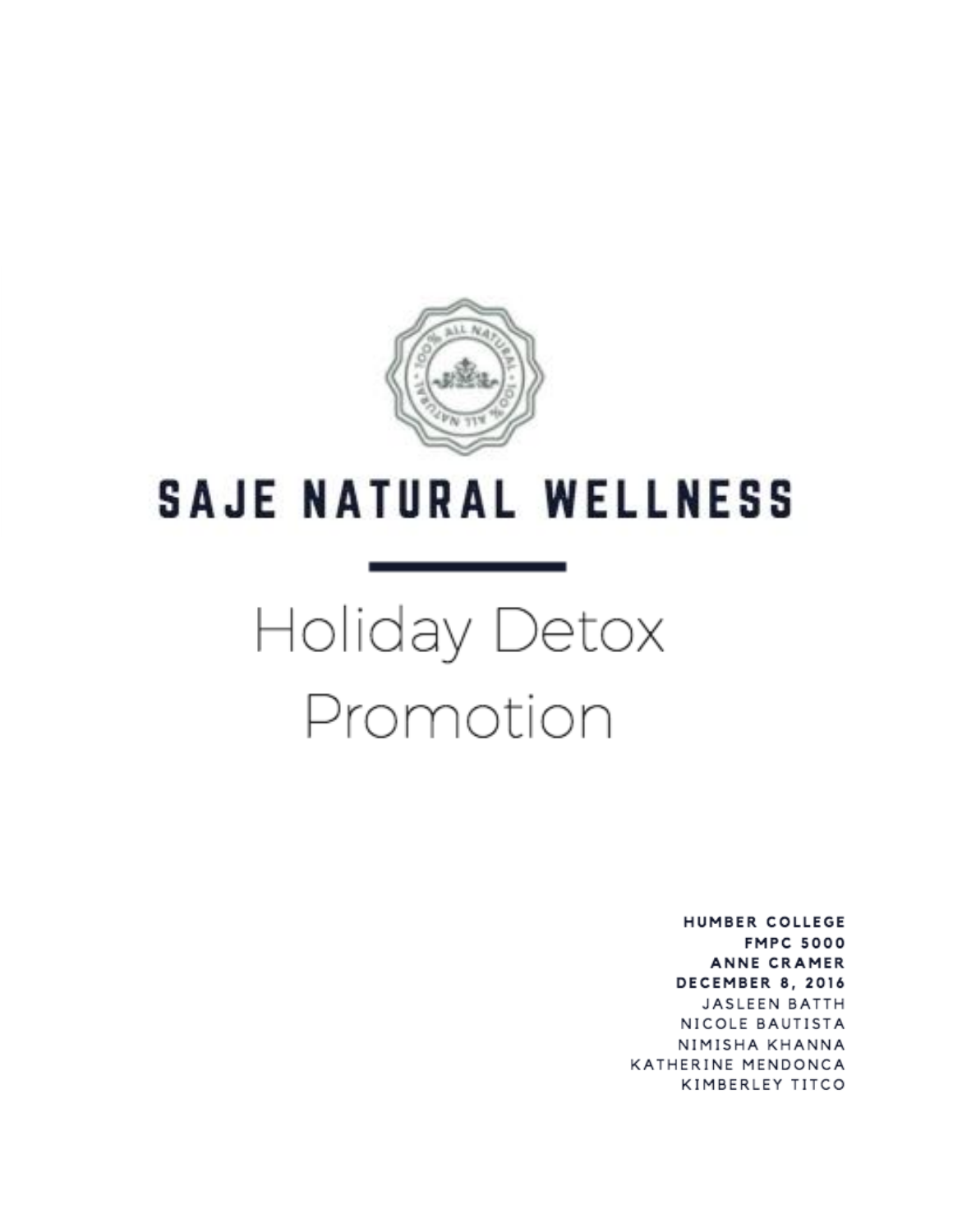# SAJE NATURAL WELLNESS

## Holiday Detox Promotion

**HUMBER COLLEGE**
**FMPC 5000**
**ANNE CRAMER**
**DECEMBER 8, 2016**
JASLEEN BATTH
NICOLE BAUTISTA
NIMISHA KHANNA
KATHERINE MENDONCA
KIMBERLEY TITCO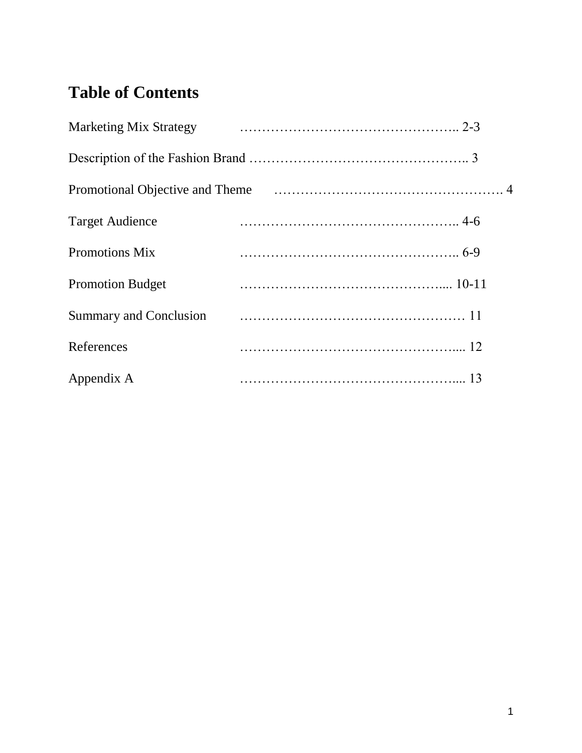# Table of Contents

Marketing Mix Strategy …………………………………………….. 2-3

Description of the Fashion Brand …………………………………………….. 3

Promotional Objective and Theme ……………………………………………. 4

Target Audience …………………………………………….. 4-6

Promotions Mix …………………………………………….. 6-9

Promotion Budget ………………………………………….... 10-11

Summary and Conclusion …………………………………………… 11

References …………………………………………….... 12

Appendix A …………………………………………….... 13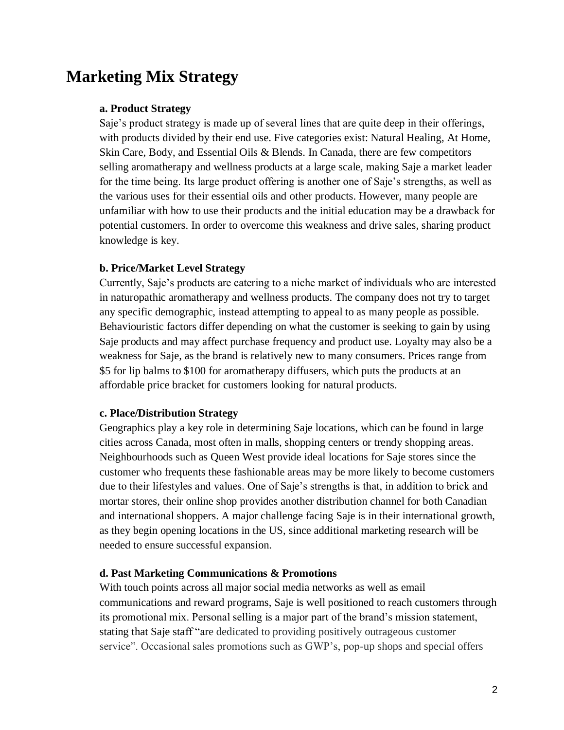# Marketing Mix Strategy

### a. Product Strategy

Saje's product strategy is made up of several lines that are quite deep in their offerings, with products divided by their end use. Five categories exist: Natural Healing, At Home, Skin Care, Body, and Essential Oils & Blends. In Canada, there are few competitors selling aromatherapy and wellness products at a large scale, making Saje a market leader for the time being. Its large product offering is another one of Saje's strengths, as well as the various uses for their essential oils and other products. However, many people are unfamiliar with how to use their products and the initial education may be a drawback for potential customers. In order to overcome this weakness and drive sales, sharing product knowledge is key.

### b. Price/Market Level Strategy

Currently, Saje's products are catering to a niche market of individuals who are interested in naturopathic aromatherapy and wellness products. The company does not try to target any specific demographic, instead attempting to appeal to as many people as possible. Behaviouristic factors differ depending on what the customer is seeking to gain by using Saje products and may affect purchase frequency and product use. Loyalty may also be a weakness for Saje, as the brand is relatively new to many consumers. Prices range from $5 for lip balms to $100 for aromatherapy diffusers, which puts the products at an affordable price bracket for customers looking for natural products.

### c. Place/Distribution Strategy

Geographics play a key role in determining Saje locations, which can be found in large cities across Canada, most often in malls, shopping centers or trendy shopping areas. Neighbourhoods such as Queen West provide ideal locations for Saje stores since the customer who frequents these fashionable areas may be more likely to become customers due to their lifestyles and values. One of Saje's strengths is that, in addition to brick and mortar stores, their online shop provides another distribution channel for both Canadian and international shoppers. A major challenge facing Saje is in their international growth, as they begin opening locations in the US, since additional marketing research will be needed to ensure successful expansion.

### d. Past Marketing Communications & Promotions

With touch points across all major social media networks as well as email communications and reward programs, Saje is well positioned to reach customers through its promotional mix. Personal selling is a major part of the brand's mission statement, stating that Saje staff "are dedicated to providing positively outrageous customer service". Occasional sales promotions such as GWP's, pop-up shops and special offers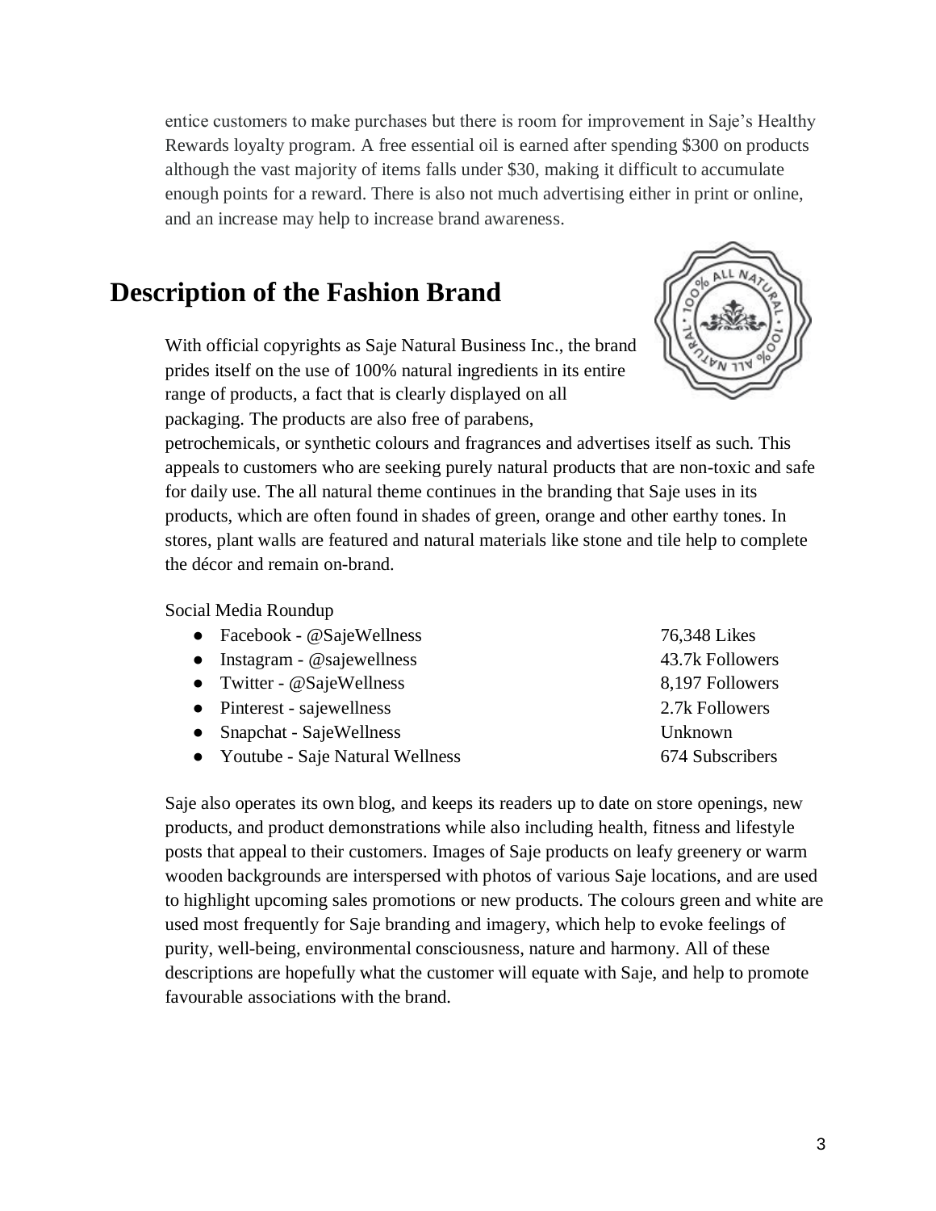entice customers to make purchases but there is room for improvement in Saje's Healthy Rewards loyalty program. A free essential oil is earned after spending $300 on products although the vast majority of items falls under $30, making it difficult to accumulate enough points for a reward. There is also not much advertising either in print or online, and an increase may help to increase brand awareness.

## Description of the Fashion Brand

With official copyrights as Saje Natural Business Inc., the brand prides itself on the use of 100% natural ingredients in its entire range of products, a fact that is clearly displayed on all packaging. The products are also free of parabens, petrochemicals, or synthetic colours and fragrances and advertises itself as such. This appeals to customers who are seeking purely natural products that are non-toxic and safe for daily use. The all natural theme continues in the branding that Saje uses in its products, which are often found in shades of green, orange and other earthy tones. In stores, plant walls are featured and natural materials like stone and tile help to complete the décor and remain on-brand.

Social Media Roundup

| | |
|---|---|
| Facebook - @SajeWellness | 76,348 Likes |
| Instagram - @sajewellness | 43.7k Followers |
| Twitter - @SajeWellness | 8,197 Followers |
| Pinterest - sajewellness | 2.7k Followers |
| Snapchat - SajeWellness | Unknown |
| Youtube - Saje Natural Wellness | 674 Subscribers |

Saje also operates its own blog, and keeps its readers up to date on store openings, new products, and product demonstrations while also including health, fitness and lifestyle posts that appeal to their customers. Images of Saje products on leafy greenery or warm wooden backgrounds are interspersed with photos of various Saje locations, and are used to highlight upcoming sales promotions or new products. The colours green and white are used most frequently for Saje branding and imagery, which help to evoke feelings of purity, well-being, environmental consciousness, nature and harmony. All of these descriptions are hopefully what the customer will equate with Saje, and help to promote favourable associations with the brand.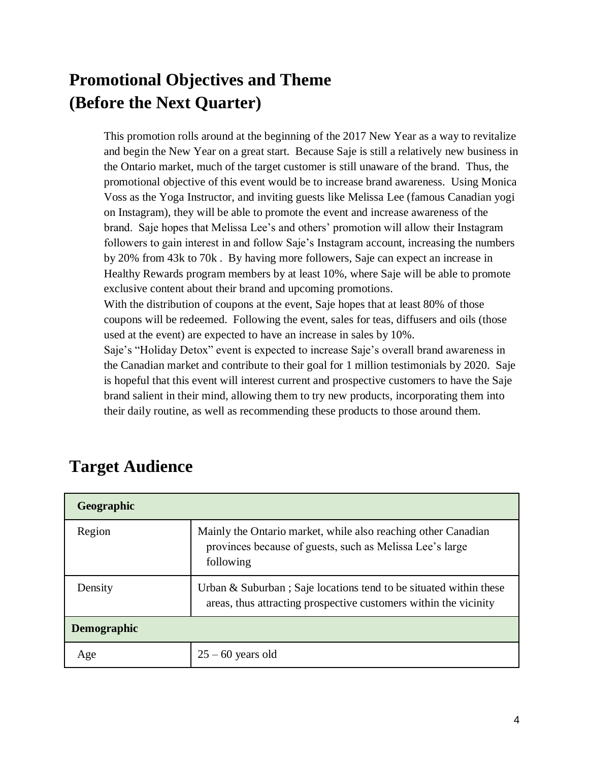## Promotional Objectives and Theme (Before the Next Quarter)

This promotion rolls around at the beginning of the 2017 New Year as a way to revitalize and begin the New Year on a great start. Because Saje is still a relatively new business in the Ontario market, much of the target customer is still unaware of the brand. Thus, the promotional objective of this event would be to increase brand awareness. Using Monica Voss as the Yoga Instructor, and inviting guests like Melissa Lee (famous Canadian yogi on Instagram), they will be able to promote the event and increase awareness of the brand. Saje hopes that Melissa Lee's and others' promotion will allow their Instagram followers to gain interest in and follow Saje's Instagram account, increasing the numbers by 20% from 43k to 70k . By having more followers, Saje can expect an increase in Healthy Rewards program members by at least 10%, where Saje will be able to promote exclusive content about their brand and upcoming promotions.

With the distribution of coupons at the event, Saje hopes that at least 80% of those coupons will be redeemed. Following the event, sales for teas, diffusers and oils (those used at the event) are expected to have an increase in sales by 10%.

Saje's "Holiday Detox" event is expected to increase Saje's overall brand awareness in the Canadian market and contribute to their goal for 1 million testimonials by 2020. Saje is hopeful that this event will interest current and prospective customers to have the Saje brand salient in their mind, allowing them to try new products, incorporating them into their daily routine, as well as recommending these products to those around them.

## Target Audience

| **Geographic** | |
|---|---|
| Region | Mainly the Ontario market, while also reaching other Canadian provinces because of guests, such as Melissa Lee's large following |
| Density | Urban & Suburban ; Saje locations tend to be situated within these areas, thus attracting prospective customers within the vicinity |
| **Demographic** | |
| Age | 25 – 60 years old |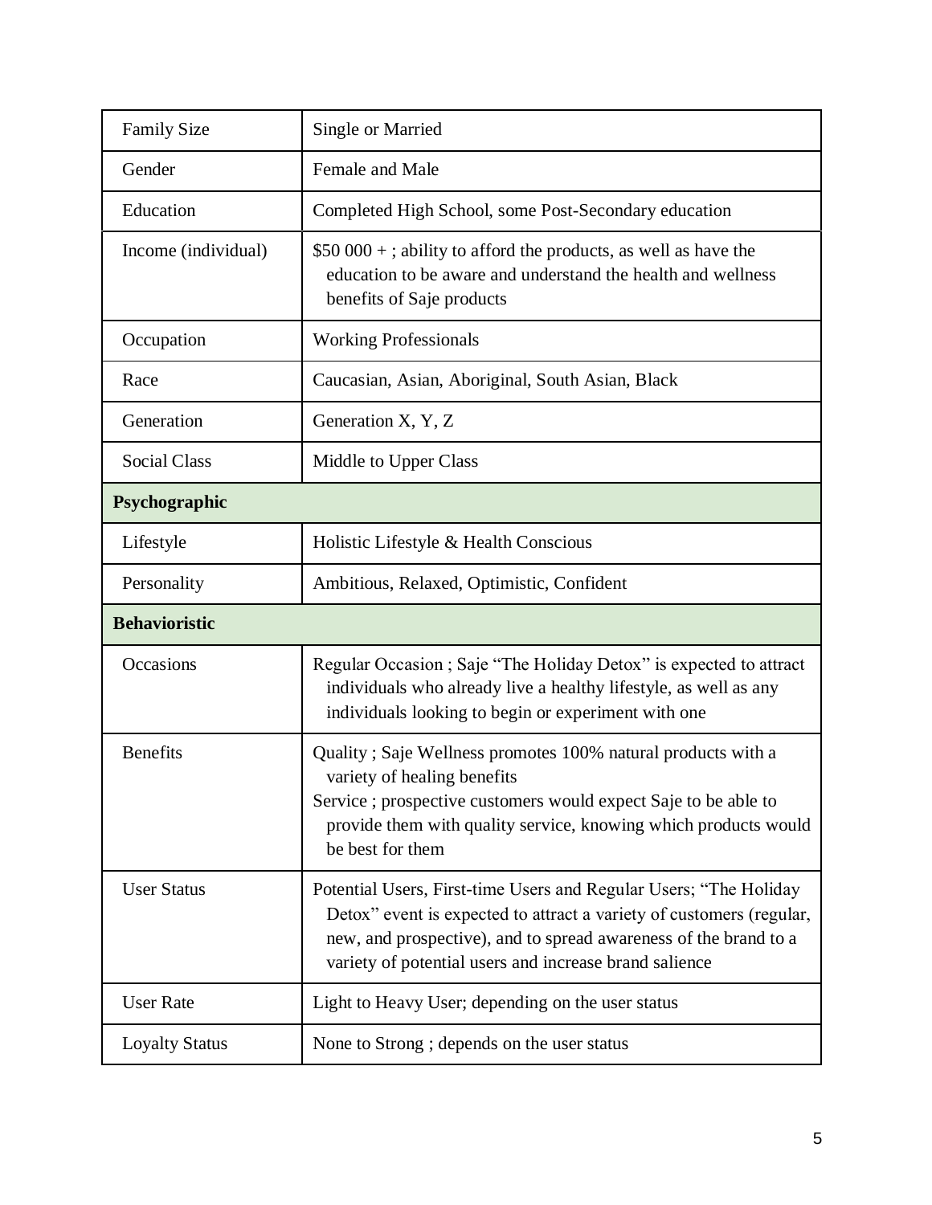| | |
|---|---|
| Family Size | Single or Married |
| Gender | Female and Male |
| Education | Completed High School, some Post-Secondary education |
| Income (individual) | $50 000 + ; ability to afford the products, as well as have the education to be aware and understand the health and wellness benefits of Saje products |
| Occupation | Working Professionals |
| Race | Caucasian, Asian, Aboriginal, South Asian, Black |
| Generation | Generation X, Y, Z |
| Social Class | Middle to Upper Class |
| **Psychographic** | |
| Lifestyle | Holistic Lifestyle & Health Conscious |
| Personality | Ambitious, Relaxed, Optimistic, Confident |
| **Behavioristic** | |
| Occasions | Regular Occasion ; Saje "The Holiday Detox" is expected to attract individuals who already live a healthy lifestyle, as well as any individuals looking to begin or experiment with one |
| Benefits | Quality ; Saje Wellness promotes 100% natural products with a variety of healing benefits<br>Service ; prospective customers would expect Saje to be able to provide them with quality service, knowing which products would be best for them |
| User Status | Potential Users, First-time Users and Regular Users; "The Holiday Detox" event is expected to attract a variety of customers (regular, new, and prospective), and to spread awareness of the brand to a variety of potential users and increase brand salience |
| User Rate | Light to Heavy User; depending on the user status |
| Loyalty Status | None to Strong ; depends on the user status |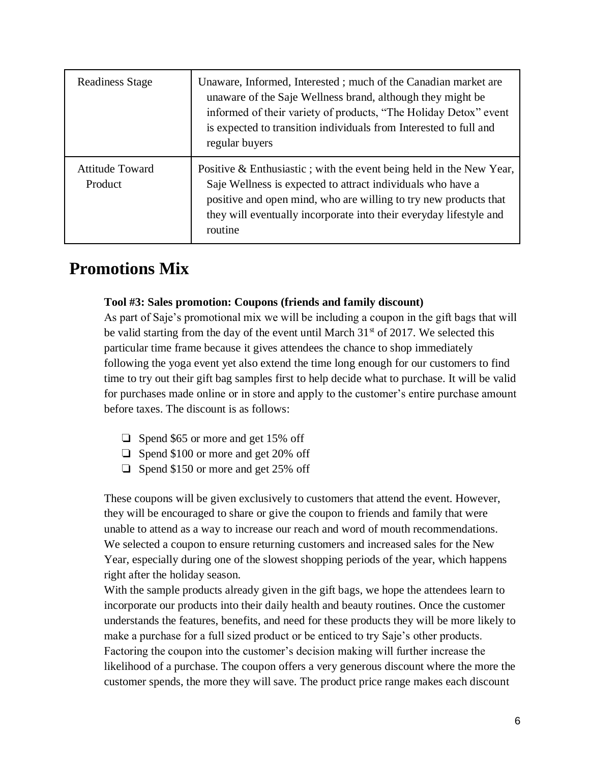| Readiness Stage | Unaware, Informed, Interested ; much of the Canadian market are unaware of the Saje Wellness brand, although they might be informed of their variety of products, "The Holiday Detox" event is expected to transition individuals from Interested to full and regular buyers |
|---|---|
| Attitude Toward Product | Positive & Enthusiastic ; with the event being held in the New Year, Saje Wellness is expected to attract individuals who have a positive and open mind, who are willing to try new products that they will eventually incorporate into their everyday lifestyle and routine |

# Promotions Mix

**Tool #3: Sales promotion: Coupons (friends and family discount)**

As part of Saje's promotional mix we will be including a coupon in the gift bags that will be valid starting from the day of the event until March 31st of 2017. We selected this particular time frame because it gives attendees the chance to shop immediately following the yoga event yet also extend the time long enough for our customers to find time to try out their gift bag samples first to help decide what to purchase. It will be valid for purchases made online or in store and apply to the customer's entire purchase amount before taxes. The discount is as follows:

- Spend $65 or more and get 15% off
- Spend $100 or more and get 20% off
- Spend $150 or more and get 25% off

These coupons will be given exclusively to customers that attend the event. However, they will be encouraged to share or give the coupon to friends and family that were unable to attend as a way to increase our reach and word of mouth recommendations. We selected a coupon to ensure returning customers and increased sales for the New Year, especially during one of the slowest shopping periods of the year, which happens right after the holiday season.

With the sample products already given in the gift bags, we hope the attendees learn to incorporate our products into their daily health and beauty routines. Once the customer understands the features, benefits, and need for these products they will be more likely to make a purchase for a full sized product or be enticed to try Saje's other products. Factoring the coupon into the customer's decision making will further increase the likelihood of a purchase. The coupon offers a very generous discount where the more the customer spends, the more they will save. The product price range makes each discount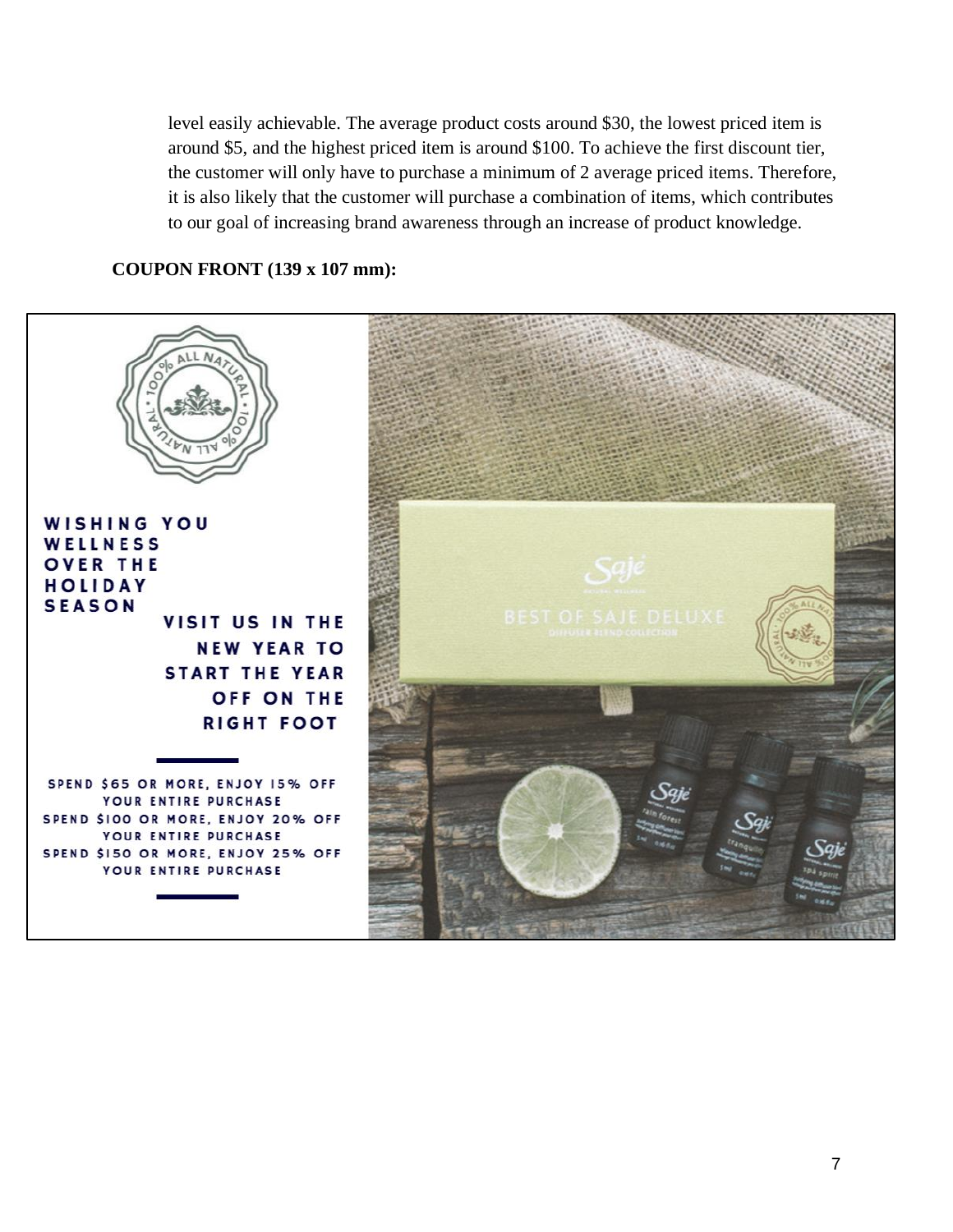level easily achievable. The average product costs around $30, the lowest priced item is around $5, and the highest priced item is around $100. To achieve the first discount tier, the customer will only have to purchase a minimum of 2 average priced items. Therefore, it is also likely that the customer will purchase a combination of items, which contributes to our goal of increasing brand awareness through an increase of product knowledge.

**COUPON FRONT (139 x 107 mm):**

WISHING YOU WELLNESS OVER THE HOLIDAY SEASON

VISIT US IN THE NEW YEAR TO START THE YEAR OFF ON THE RIGHT FOOT

SPEND $65 OR MORE, ENJOY 15% OFF YOUR ENTIRE PURCHASE
SPEND $100 OR MORE, ENJOY 20% OFF YOUR ENTIRE PURCHASE
SPEND $150 OR MORE, ENJOY 25% OFF YOUR ENTIRE PURCHASE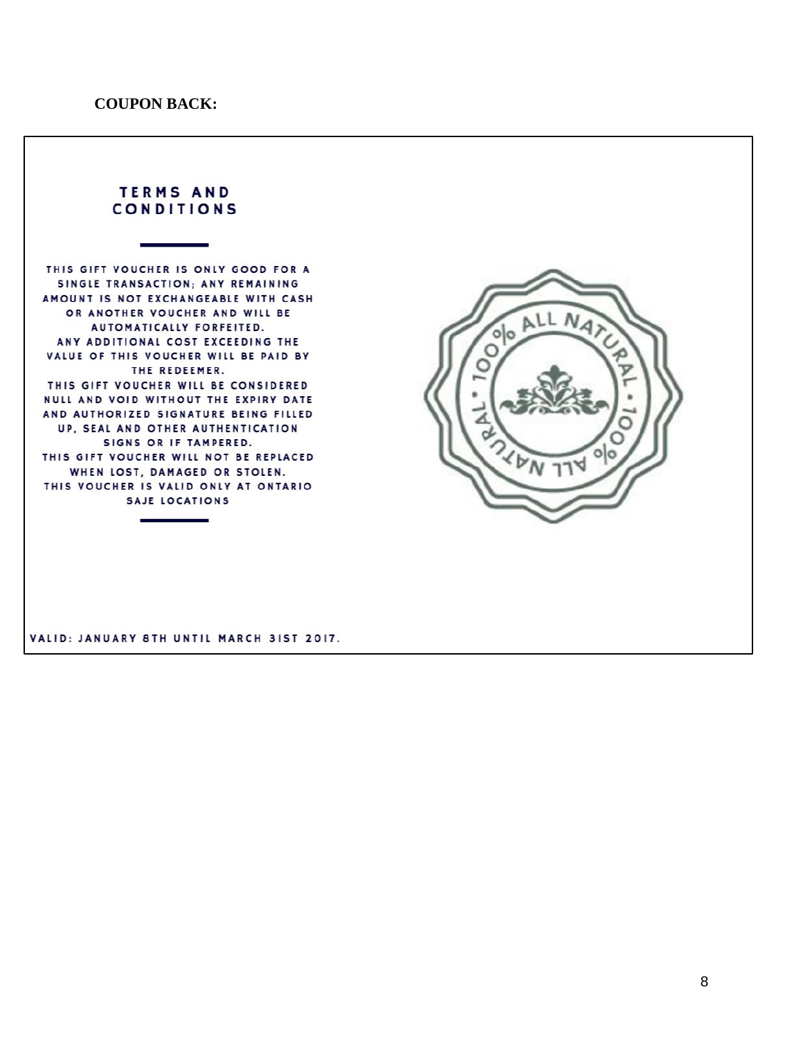**COUPON BACK:**

**TERMS AND CONDITIONS**

THIS GIFT VOUCHER IS ONLY GOOD FOR A SINGLE TRANSACTION; ANY REMAINING AMOUNT IS NOT EXCHANGEABLE WITH CASH OR ANOTHER VOUCHER AND WILL BE AUTOMATICALLY FORFEITED.
ANY ADDITIONAL COST EXCEEDING THE VALUE OF THIS VOUCHER WILL BE PAID BY THE REDEEMER.
THIS GIFT VOUCHER WILL BE CONSIDERED NULL AND VOID WITHOUT THE EXPIRY DATE AND AUTHORIZED SIGNATURE BEING FILLED UP, SEAL AND OTHER AUTHENTICATION SIGNS OR IF TAMPERED.
THIS GIFT VOUCHER WILL NOT BE REPLACED WHEN LOST, DAMAGED OR STOLEN.
THIS VOUCHER IS VALID ONLY AT ONTARIO SAJE LOCATIONS

100% ALL NATURAL • 100% ALL NATURAL •

VALID: JANUARY 8TH UNTIL MARCH 31ST 2017.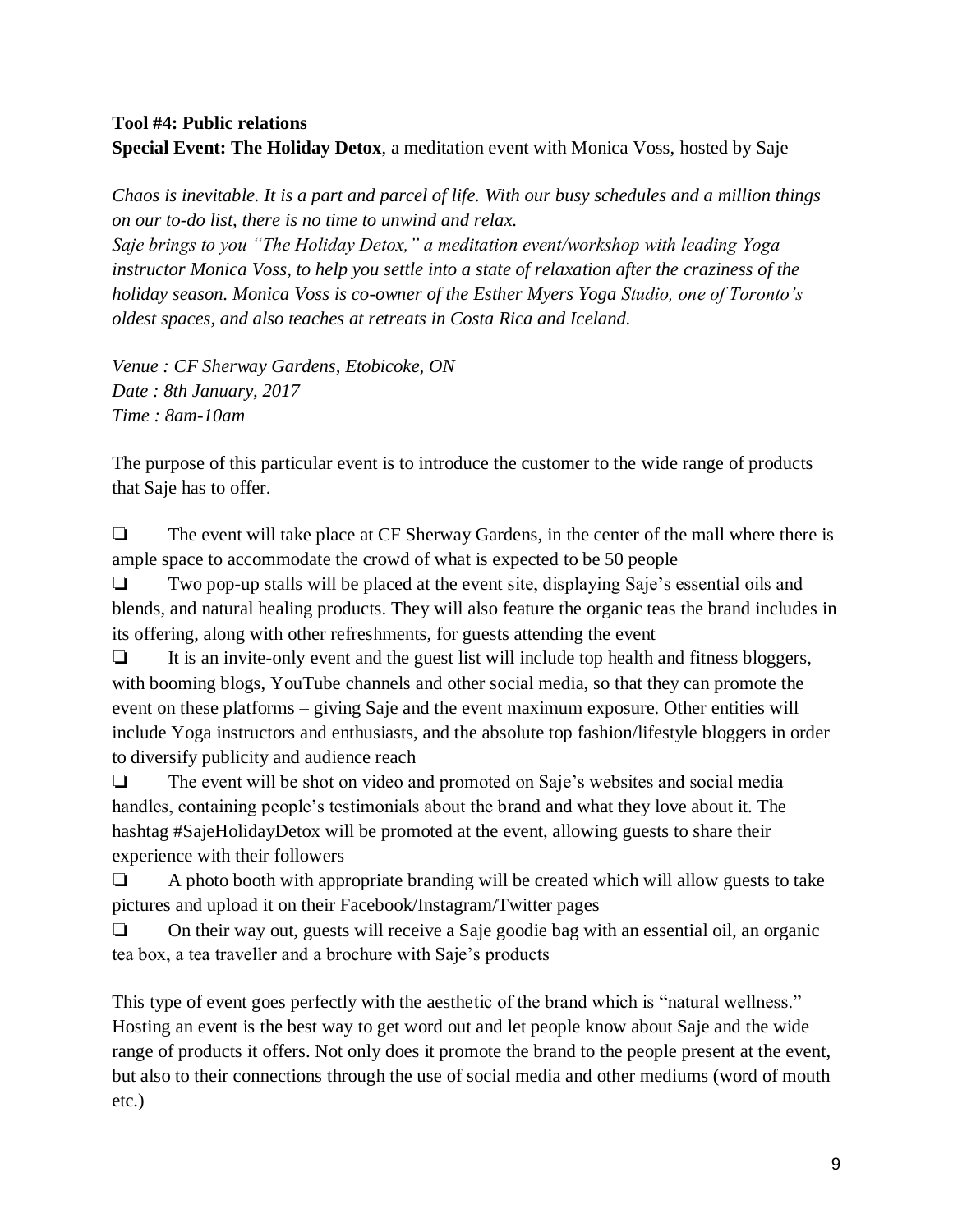**Tool #4: Public relations**

**Special Event: The Holiday Detox**, a meditation event with Monica Voss, hosted by Saje

*Chaos is inevitable. It is a part and parcel of life. With our busy schedules and a million things on our to-do list, there is no time to unwind and relax.*

*Saje brings to you "The Holiday Detox," a meditation event/workshop with leading Yoga instructor Monica Voss, to help you settle into a state of relaxation after the craziness of the holiday season. Monica Voss is co-owner of the Esther Myers Yoga Studio, one of Toronto's oldest spaces, and also teaches at retreats in Costa Rica and Iceland.*

*Venue : CF Sherway Gardens, Etobicoke, ON*
*Date : 8th January, 2017*
*Time : 8am-10am*

The purpose of this particular event is to introduce the customer to the wide range of products that Saje has to offer.

- ❑ The event will take place at CF Sherway Gardens, in the center of the mall where there is ample space to accommodate the crowd of what is expected to be 50 people
- ❑ Two pop-up stalls will be placed at the event site, displaying Saje's essential oils and blends, and natural healing products. They will also feature the organic teas the brand includes in its offering, along with other refreshments, for guests attending the event
- ❑ It is an invite-only event and the guest list will include top health and fitness bloggers, with booming blogs, YouTube channels and other social media, so that they can promote the event on these platforms – giving Saje and the event maximum exposure. Other entities will include Yoga instructors and enthusiasts, and the absolute top fashion/lifestyle bloggers in order to diversify publicity and audience reach
- ❑ The event will be shot on video and promoted on Saje's websites and social media handles, containing people's testimonials about the brand and what they love about it. The hashtag #SajeHolidayDetox will be promoted at the event, allowing guests to share their experience with their followers
- ❑ A photo booth with appropriate branding will be created which will allow guests to take pictures and upload it on their Facebook/Instagram/Twitter pages
- ❑ On their way out, guests will receive a Saje goodie bag with an essential oil, an organic tea box, a tea traveller and a brochure with Saje's products

This type of event goes perfectly with the aesthetic of the brand which is "natural wellness." Hosting an event is the best way to get word out and let people know about Saje and the wide range of products it offers. Not only does it promote the brand to the people present at the event, but also to their connections through the use of social media and other mediums (word of mouth etc.)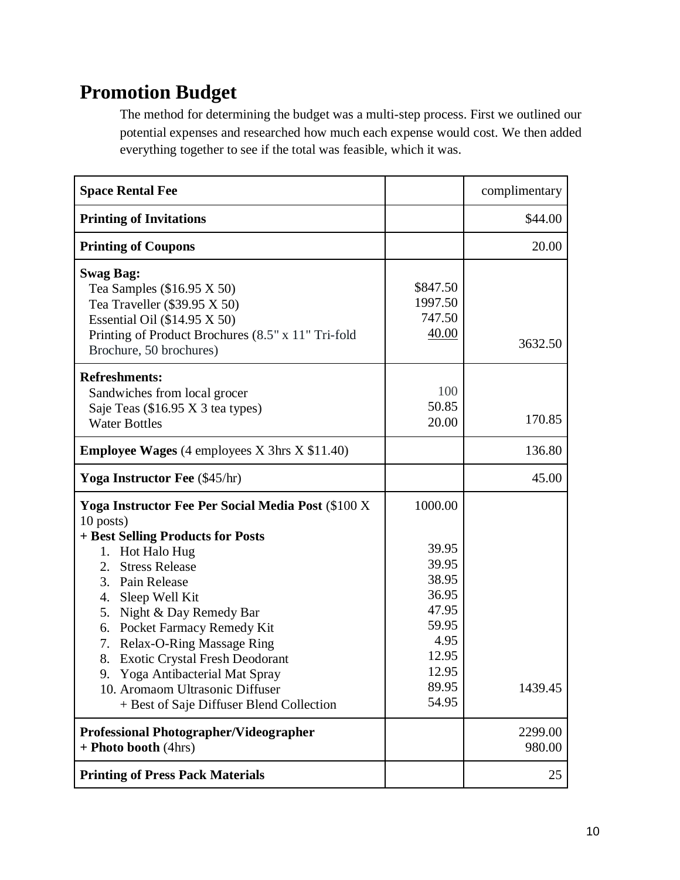# Promotion Budget

The method for determining the budget was a multi-step process. First we outlined our potential expenses and researched how much each expense would cost. We then added everything together to see if the total was feasible, which it was.

| | | |
|---|---|---|
| **Space Rental Fee** | | complimentary |
| **Printing of Invitations** | | $44.00 |
| **Printing of Coupons** | | 20.00 |
| **Swag Bag:**<br>Tea Samples ($16.95 X 50)<br>Tea Traveller ($39.95 X 50)<br>Essential Oil ($14.95 X 50)<br>Printing of Product Brochures (8.5" x 11" Tri-fold Brochure, 50 brochures) | <br>$847.50<br>1997.50<br>747.50<br>40.00 | 3632.50 |
| **Refreshments:**<br>Sandwiches from local grocer<br>Saje Teas ($16.95 X 3 tea types)<br>Water Bottles | <br>100<br>50.85<br>20.00 | 170.85 |
| **Employee Wages** (4 employees X 3hrs X $11.40) | | 136.80 |
| **Yoga Instructor Fee** ($45/hr) | | 45.00 |
| **Yoga Instructor Fee Per Social Media Post** ($100 X 10 posts)<br>**+ Best Selling Products for Posts**<br>1. Hot Halo Hug<br>2. Stress Release<br>3. Pain Release<br>4. Sleep Well Kit<br>5. Night & Day Remedy Bar<br>6. Pocket Farmacy Remedy Kit<br>7. Relax-O-Ring Massage Ring<br>8. Exotic Crystal Fresh Deodorant<br>9. Yoga Antibacterial Mat Spray<br>10. Aromaom Ultrasonic Diffuser<br>+ Best of Saje Diffuser Blend Collection | 1000.00<br><br><br>39.95<br>39.95<br>38.95<br>36.95<br>47.95<br>59.95<br>4.95<br>12.95<br>12.95<br>89.95<br>54.95 | 1439.45 |
| **Professional Photographer/Videographer**<br>**+ Photo booth** (4hrs) | | 2299.00<br>980.00 |
| **Printing of Press Pack Materials** | | 25 |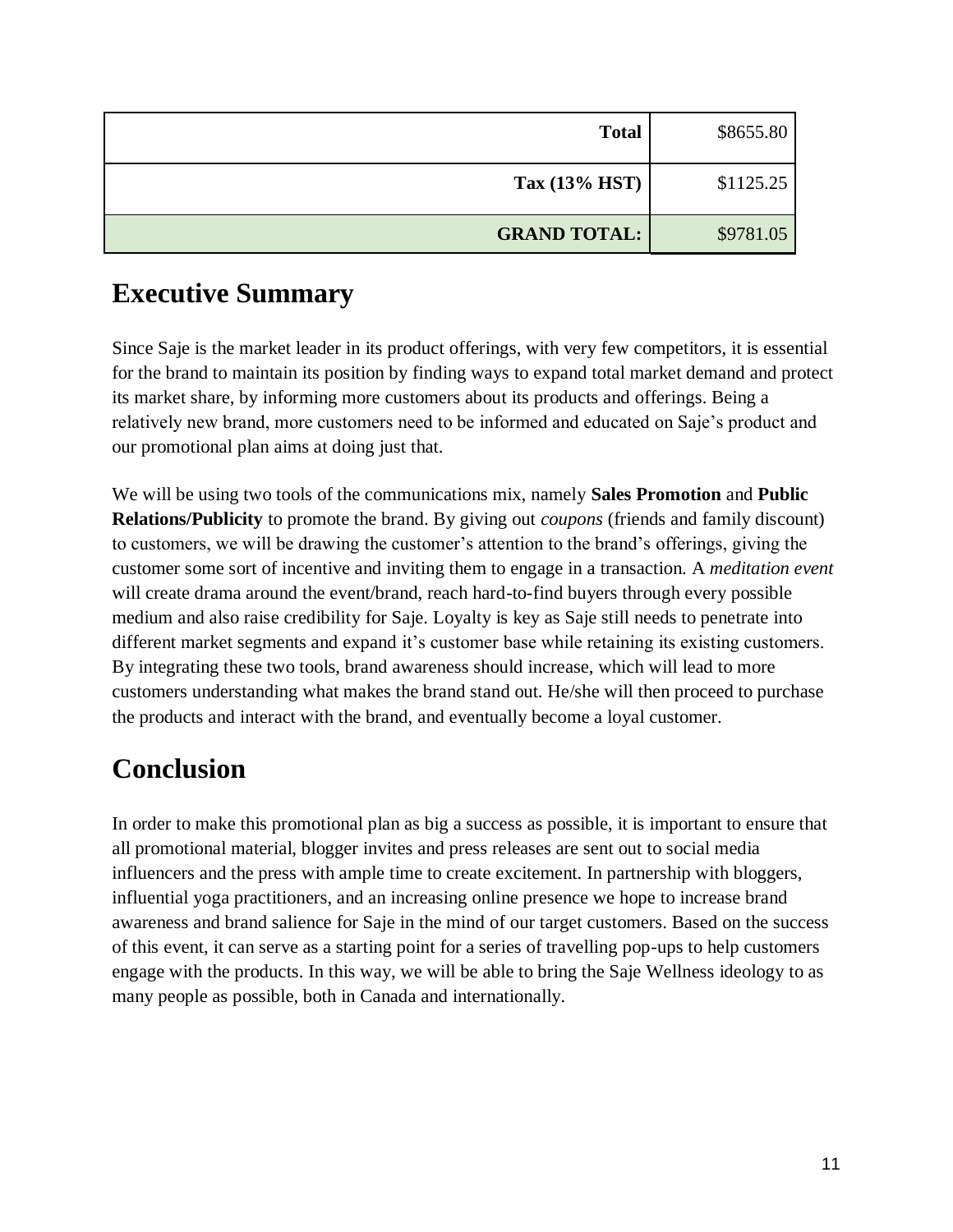| | |
|---|---|
| **Total** | $8655.80 |
| **Tax (13% HST)** | $1125.25 |
| **GRAND TOTAL:** | $9781.05 |

## Executive Summary

Since Saje is the market leader in its product offerings, with very few competitors, it is essential for the brand to maintain its position by finding ways to expand total market demand and protect its market share, by informing more customers about its products and offerings. Being a relatively new brand, more customers need to be informed and educated on Saje's product and our promotional plan aims at doing just that.

We will be using two tools of the communications mix, namely **Sales Promotion** and **Public Relations/Publicity** to promote the brand. By giving out *coupons* (friends and family discount) to customers, we will be drawing the customer's attention to the brand's offerings, giving the customer some sort of incentive and inviting them to engage in a transaction. A *meditation event* will create drama around the event/brand, reach hard-to-find buyers through every possible medium and also raise credibility for Saje. Loyalty is key as Saje still needs to penetrate into different market segments and expand it's customer base while retaining its existing customers. By integrating these two tools, brand awareness should increase, which will lead to more customers understanding what makes the brand stand out. He/she will then proceed to purchase the products and interact with the brand, and eventually become a loyal customer.

## Conclusion

In order to make this promotional plan as big a success as possible, it is important to ensure that all promotional material, blogger invites and press releases are sent out to social media influencers and the press with ample time to create excitement. In partnership with bloggers, influential yoga practitioners, and an increasing online presence we hope to increase brand awareness and brand salience for Saje in the mind of our target customers. Based on the success of this event, it can serve as a starting point for a series of travelling pop-ups to help customers engage with the products. In this way, we will be able to bring the Saje Wellness ideology to as many people as possible, both in Canada and internationally.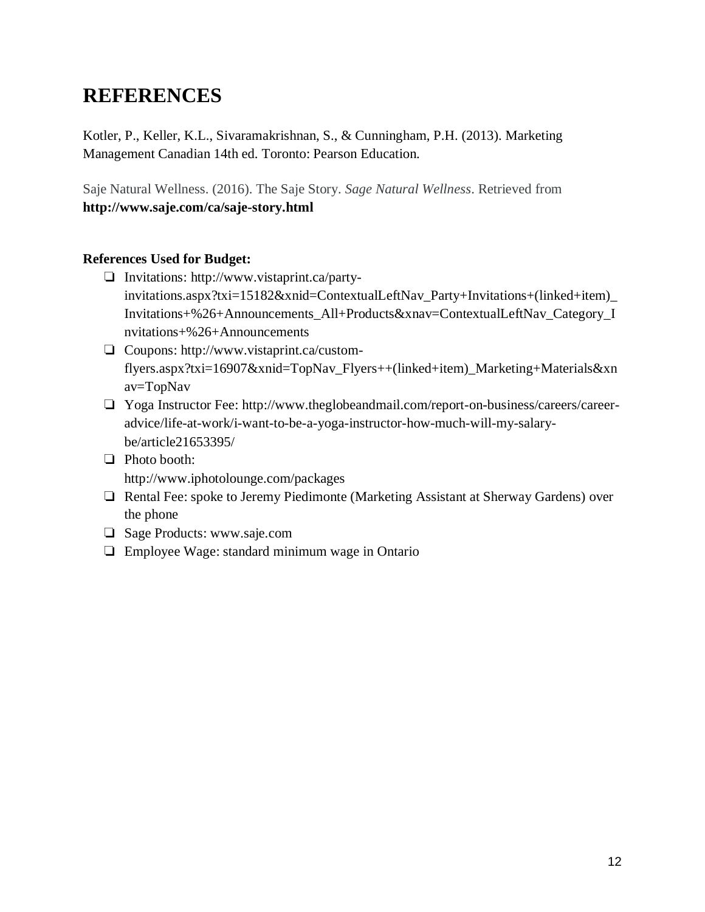# REFERENCES

Kotler, P., Keller, K.L., Sivaramakrishnan, S., & Cunningham, P.H. (2013). Marketing Management Canadian 14th ed. Toronto: Pearson Education.

Saje Natural Wellness. (2016). The Saje Story. *Sage Natural Wellness*. Retrieved from **http://www.saje.com/ca/saje-story.html**

**References Used for Budget:**

- Invitations: http://www.vistaprint.ca/party-invitations.aspx?txi=15182&xnid=ContextualLeftNav_Party+Invitations+(linked+item)_Invitations+%26+Announcements_All+Products&xnav=ContextualLeftNav_Category_Invitations+%26+Announcements
- Coupons: http://www.vistaprint.ca/custom-flyers.aspx?txi=16907&xnid=TopNav_Flyers++(linked+item)_Marketing+Materials&xnav=TopNav
- Yoga Instructor Fee: http://www.theglobeandmail.com/report-on-business/careers/career-advice/life-at-work/i-want-to-be-a-yoga-instructor-how-much-will-my-salary-be/article21653395/
- Photo booth: http://www.iphotolounge.com/packages
- Rental Fee: spoke to Jeremy Piedimonte (Marketing Assistant at Sherway Gardens) over the phone
- Sage Products: www.saje.com
- Employee Wage: standard minimum wage in Ontario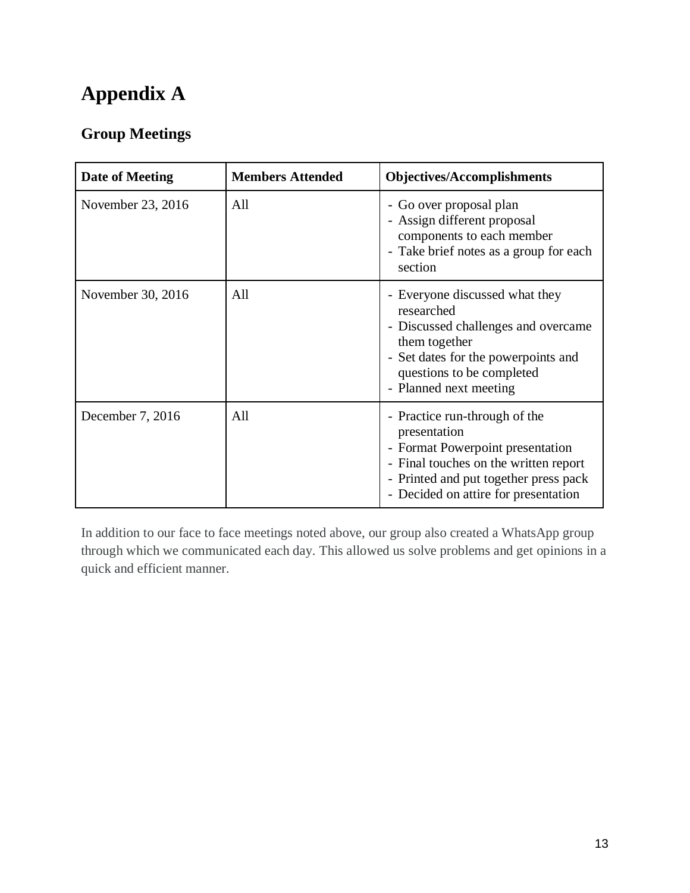# Appendix A

## Group Meetings

| Date of Meeting | Members Attended | Objectives/Accomplishments |
|---|---|---|
| November 23, 2016 | All | - Go over proposal plan<br>- Assign different proposal components to each member<br>- Take brief notes as a group for each section |
| November 30, 2016 | All | - Everyone discussed what they researched<br>- Discussed challenges and overcame them together<br>- Set dates for the powerpoints and questions to be completed<br>- Planned next meeting |
| December 7, 2016 | All | - Practice run-through of the presentation<br>- Format Powerpoint presentation<br>- Final touches on the written report<br>- Printed and put together press pack<br>- Decided on attire for presentation |

In addition to our face to face meetings noted above, our group also created a WhatsApp group through which we communicated each day. This allowed us solve problems and get opinions in a quick and efficient manner.